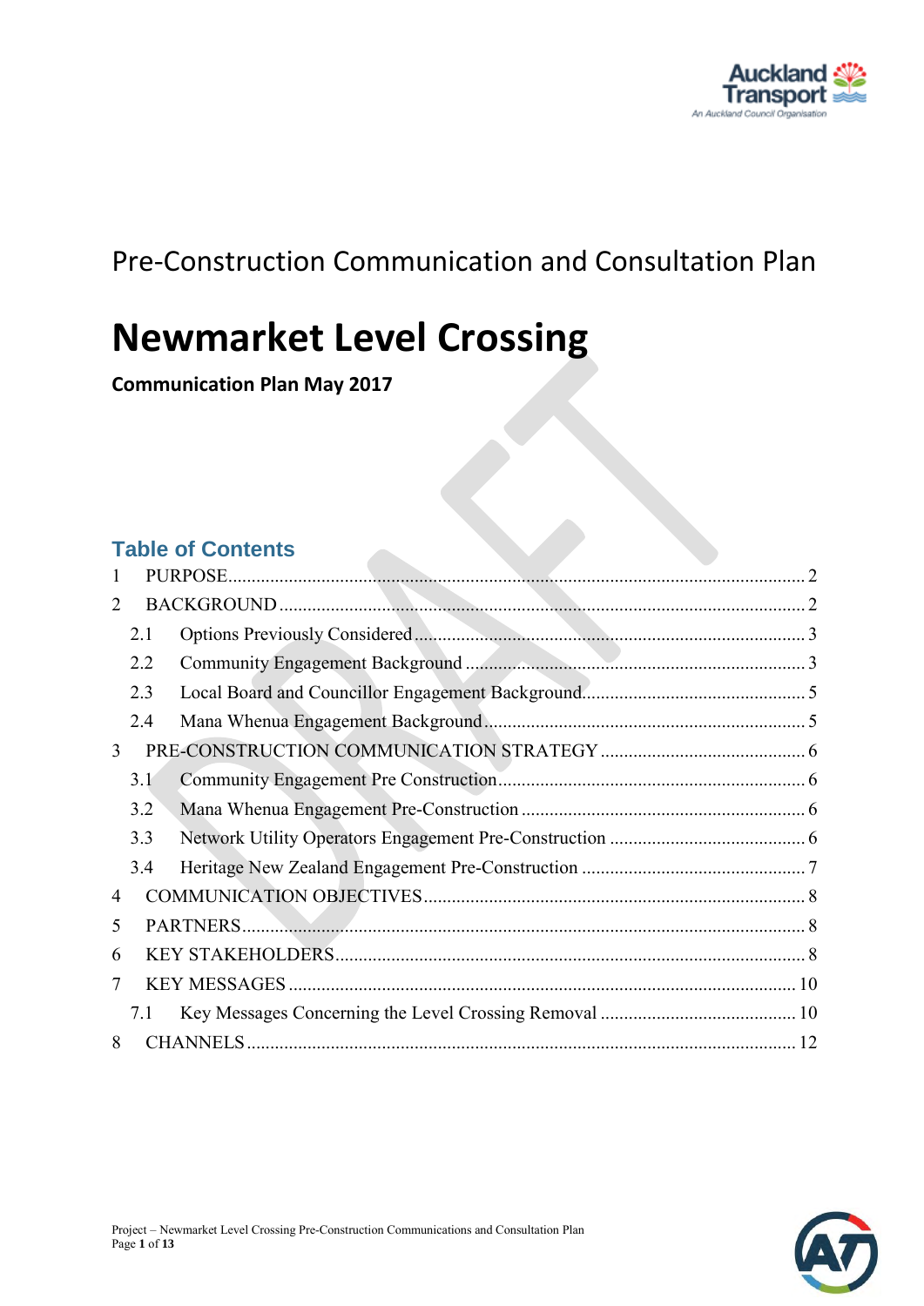Pre-Construction Communication and Consultation Plan

# Newmarket Level Crossing

**Communication Plan May 2017**

## Table of Contents

1 PURPOSE ... 2
2 BACKGROUND ... 2
 2.1 Options Previously Considered ... 3
 2.2 Community Engagement Background ... 3
 2.3 Local Board and Councillor Engagement Background ... 5
 2.4 Mana Whenua Engagement Background ... 5
3 PRE-CONSTRUCTION COMMUNICATION STRATEGY ... 6
 3.1 Community Engagement Pre Construction ... 6
 3.2 Mana Whenua Engagement Pre-Construction ... 6
 3.3 Network Utility Operators Engagement Pre-Construction ... 6
 3.4 Heritage New Zealand Engagement Pre-Construction ... 7
4 COMMUNICATION OBJECTIVES ... 8
5 PARTNERS ... 8
6 KEY STAKEHOLDERS ... 8
7 KEY MESSAGES ... 10
 7.1 Key Messages Concerning the Level Crossing Removal ... 10
8 CHANNELS ... 12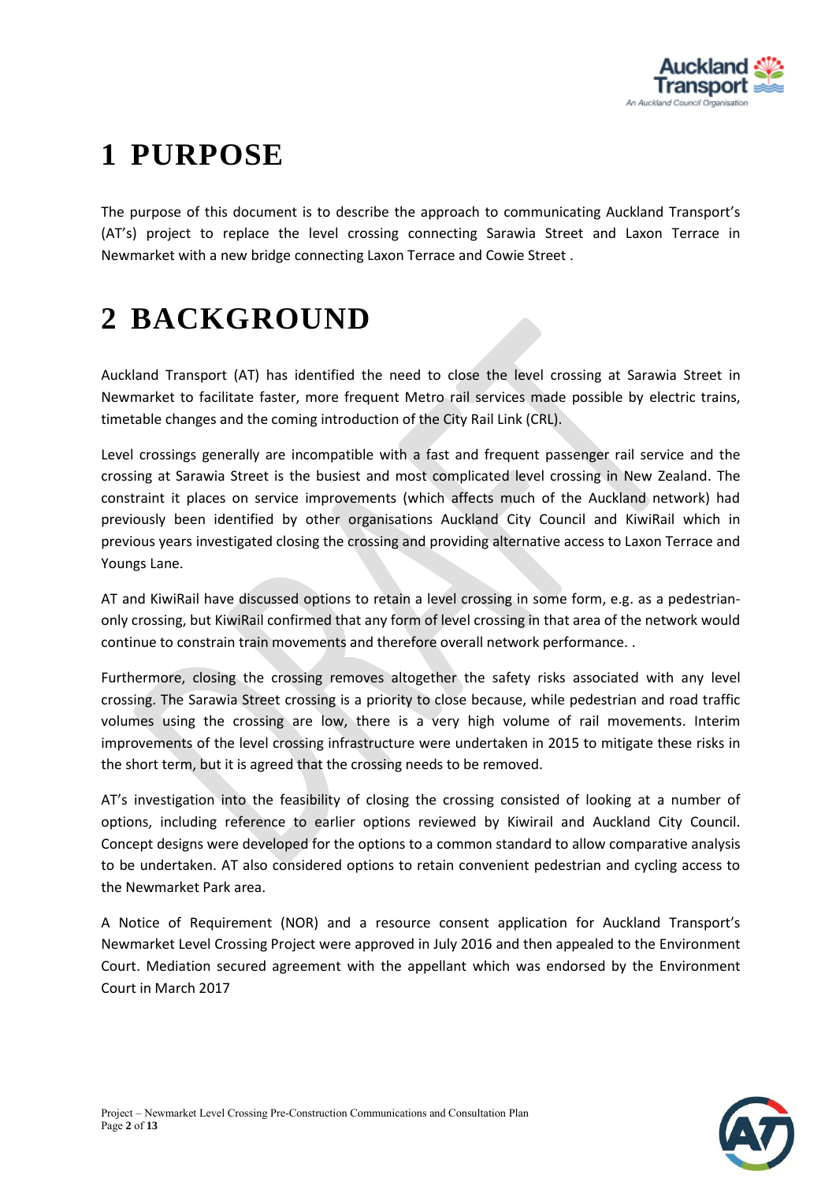# 1 PURPOSE

The purpose of this document is to describe the approach to communicating Auckland Transport's (AT's) project to replace the level crossing connecting Sarawia Street and Laxon Terrace in Newmarket with a new bridge connecting Laxon Terrace and Cowie Street .

# 2 BACKGROUND

Auckland Transport (AT) has identified the need to close the level crossing at Sarawia Street in Newmarket to facilitate faster, more frequent Metro rail services made possible by electric trains, timetable changes and the coming introduction of the City Rail Link (CRL).

Level crossings generally are incompatible with a fast and frequent passenger rail service and the crossing at Sarawia Street is the busiest and most complicated level crossing in New Zealand. The constraint it places on service improvements (which affects much of the Auckland network) had previously been identified by other organisations Auckland City Council and KiwiRail which in previous years investigated closing the crossing and providing alternative access to Laxon Terrace and Youngs Lane.

AT and KiwiRail have discussed options to retain a level crossing in some form, e.g. as a pedestrian-only crossing, but KiwiRail confirmed that any form of level crossing in that area of the network would continue to constrain train movements and therefore overall network performance. .

Furthermore, closing the crossing removes altogether the safety risks associated with any level crossing. The Sarawia Street crossing is a priority to close because, while pedestrian and road traffic volumes using the crossing are low, there is a very high volume of rail movements. Interim improvements of the level crossing infrastructure were undertaken in 2015 to mitigate these risks in the short term, but it is agreed that the crossing needs to be removed.

AT's investigation into the feasibility of closing the crossing consisted of looking at a number of options, including reference to earlier options reviewed by Kiwirail and Auckland City Council. Concept designs were developed for the options to a common standard to allow comparative analysis to be undertaken. AT also considered options to retain convenient pedestrian and cycling access to the Newmarket Park area.

A Notice of Requirement (NOR) and a resource consent application for Auckland Transport's Newmarket Level Crossing Project were approved in July 2016 and then appealed to the Environment Court. Mediation secured agreement with the appellant which was endorsed by the Environment Court in March 2017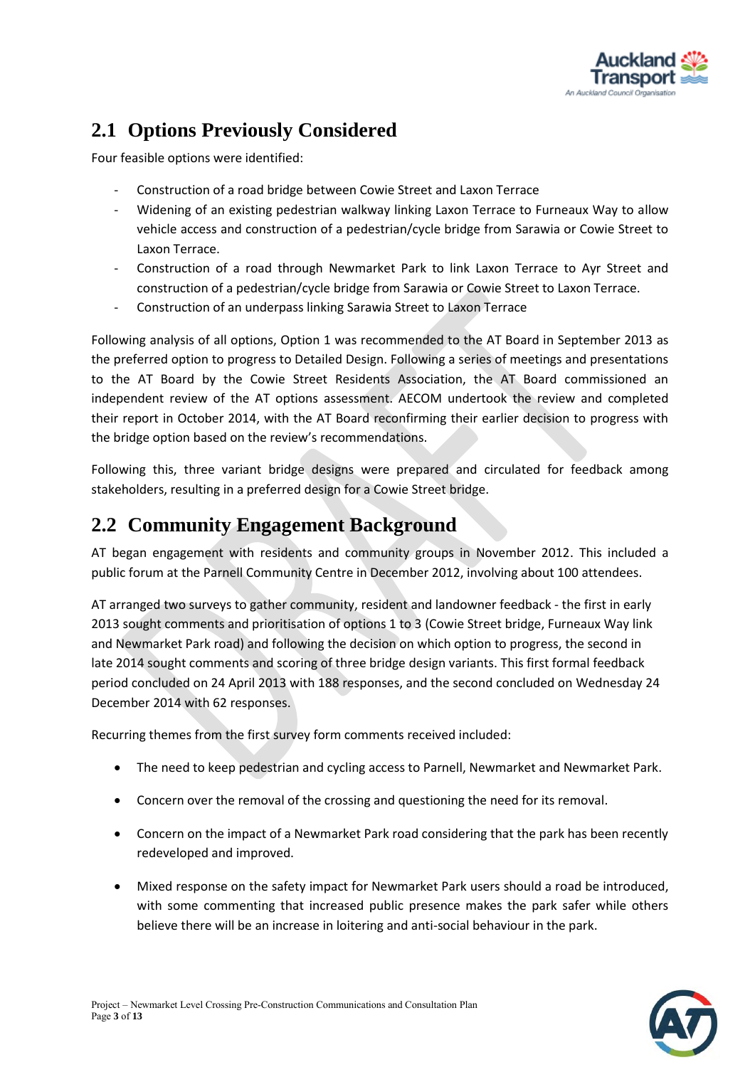## 2.1 Options Previously Considered

Four feasible options were identified:

- Construction of a road bridge between Cowie Street and Laxon Terrace
- Widening of an existing pedestrian walkway linking Laxon Terrace to Furneaux Way to allow vehicle access and construction of a pedestrian/cycle bridge from Sarawia or Cowie Street to Laxon Terrace.
- Construction of a road through Newmarket Park to link Laxon Terrace to Ayr Street and construction of a pedestrian/cycle bridge from Sarawia or Cowie Street to Laxon Terrace.
- Construction of an underpass linking Sarawia Street to Laxon Terrace

Following analysis of all options, Option 1 was recommended to the AT Board in September 2013 as the preferred option to progress to Detailed Design. Following a series of meetings and presentations to the AT Board by the Cowie Street Residents Association, the AT Board commissioned an independent review of the AT options assessment. AECOM undertook the review and completed their report in October 2014, with the AT Board reconfirming their earlier decision to progress with the bridge option based on the review's recommendations.

Following this, three variant bridge designs were prepared and circulated for feedback among stakeholders, resulting in a preferred design for a Cowie Street bridge.

## 2.2 Community Engagement Background

AT began engagement with residents and community groups in November 2012. This included a public forum at the Parnell Community Centre in December 2012, involving about 100 attendees.

AT arranged two surveys to gather community, resident and landowner feedback - the first in early 2013 sought comments and prioritisation of options 1 to 3 (Cowie Street bridge, Furneaux Way link and Newmarket Park road) and following the decision on which option to progress, the second in late 2014 sought comments and scoring of three bridge design variants. This first formal feedback period concluded on 24 April 2013 with 188 responses, and the second concluded on Wednesday 24 December 2014 with 62 responses.

Recurring themes from the first survey form comments received included:

- The need to keep pedestrian and cycling access to Parnell, Newmarket and Newmarket Park.
- Concern over the removal of the crossing and questioning the need for its removal.
- Concern on the impact of a Newmarket Park road considering that the park has been recently redeveloped and improved.
- Mixed response on the safety impact for Newmarket Park users should a road be introduced, with some commenting that increased public presence makes the park safer while others believe there will be an increase in loitering and anti-social behaviour in the park.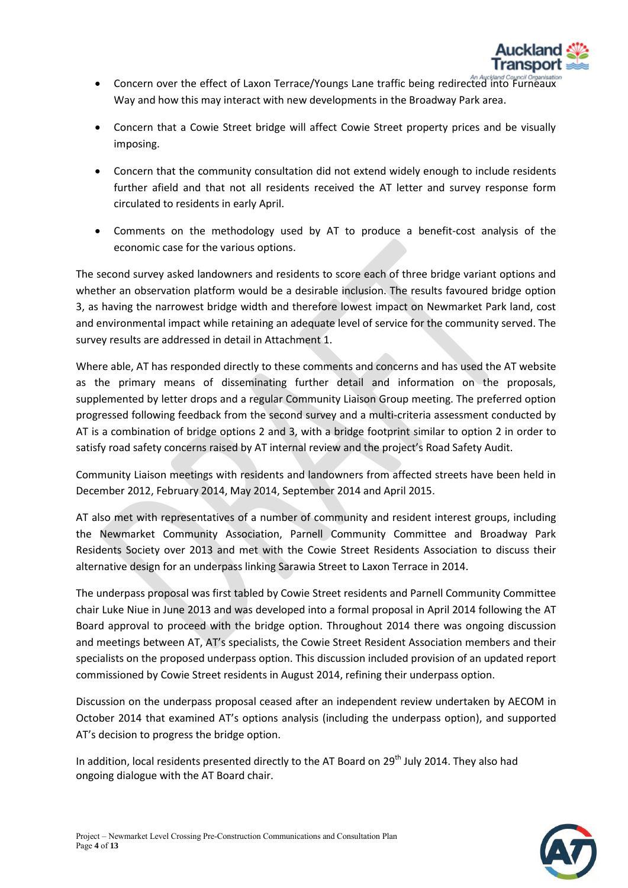- Concern over the effect of Laxon Terrace/Youngs Lane traffic being redirected into Furneaux Way and how this may interact with new developments in the Broadway Park area.
- Concern that a Cowie Street bridge will affect Cowie Street property prices and be visually imposing.
- Concern that the community consultation did not extend widely enough to include residents further afield and that not all residents received the AT letter and survey response form circulated to residents in early April.
- Comments on the methodology used by AT to produce a benefit-cost analysis of the economic case for the various options.

The second survey asked landowners and residents to score each of three bridge variant options and whether an observation platform would be a desirable inclusion. The results favoured bridge option 3, as having the narrowest bridge width and therefore lowest impact on Newmarket Park land, cost and environmental impact while retaining an adequate level of service for the community served. The survey results are addressed in detail in Attachment 1.

Where able, AT has responded directly to these comments and concerns and has used the AT website as the primary means of disseminating further detail and information on the proposals, supplemented by letter drops and a regular Community Liaison Group meeting. The preferred option progressed following feedback from the second survey and a multi-criteria assessment conducted by AT is a combination of bridge options 2 and 3, with a bridge footprint similar to option 2 in order to satisfy road safety concerns raised by AT internal review and the project's Road Safety Audit.

Community Liaison meetings with residents and landowners from affected streets have been held in December 2012, February 2014, May 2014, September 2014 and April 2015.

AT also met with representatives of a number of community and resident interest groups, including the Newmarket Community Association, Parnell Community Committee and Broadway Park Residents Society over 2013 and met with the Cowie Street Residents Association to discuss their alternative design for an underpass linking Sarawia Street to Laxon Terrace in 2014.

The underpass proposal was first tabled by Cowie Street residents and Parnell Community Committee chair Luke Niue in June 2013 and was developed into a formal proposal in April 2014 following the AT Board approval to proceed with the bridge option. Throughout 2014 there was ongoing discussion and meetings between AT, AT's specialists, the Cowie Street Resident Association members and their specialists on the proposed underpass option. This discussion included provision of an updated report commissioned by Cowie Street residents in August 2014, refining their underpass option.

Discussion on the underpass proposal ceased after an independent review undertaken by AECOM in October 2014 that examined AT's options analysis (including the underpass option), and supported AT's decision to progress the bridge option.

In addition, local residents presented directly to the AT Board on 29th July 2014. They also had ongoing dialogue with the AT Board chair.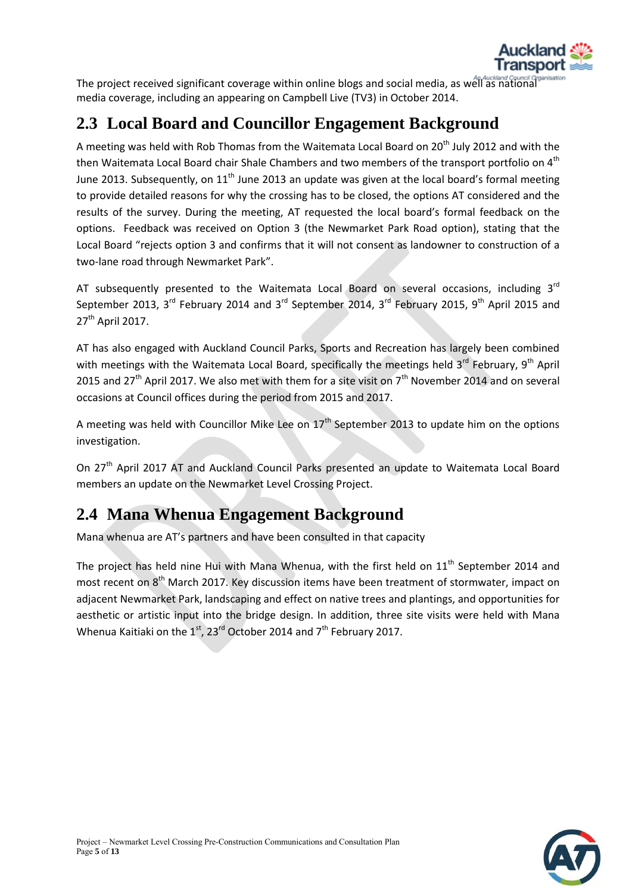The project received significant coverage within online blogs and social media, as well as national media coverage, including an appearing on Campbell Live (TV3) in October 2014.

## 2.3 Local Board and Councillor Engagement Background

A meeting was held with Rob Thomas from the Waitemata Local Board on 20th July 2012 and with the then Waitemata Local Board chair Shale Chambers and two members of the transport portfolio on 4th June 2013. Subsequently, on 11th June 2013 an update was given at the local board's formal meeting to provide detailed reasons for why the crossing has to be closed, the options AT considered and the results of the survey. During the meeting, AT requested the local board's formal feedback on the options. Feedback was received on Option 3 (the Newmarket Park Road option), stating that the Local Board "rejects option 3 and confirms that it will not consent as landowner to construction of a two-lane road through Newmarket Park".

AT subsequently presented to the Waitemata Local Board on several occasions, including 3rd September 2013, 3rd February 2014 and 3rd September 2014, 3rd February 2015, 9th April 2015 and 27th April 2017.

AT has also engaged with Auckland Council Parks, Sports and Recreation has largely been combined with meetings with the Waitemata Local Board, specifically the meetings held 3rd February, 9th April 2015 and 27th April 2017. We also met with them for a site visit on 7th November 2014 and on several occasions at Council offices during the period from 2015 and 2017.

A meeting was held with Councillor Mike Lee on 17th September 2013 to update him on the options investigation.

On 27th April 2017 AT and Auckland Council Parks presented an update to Waitemata Local Board members an update on the Newmarket Level Crossing Project.

## 2.4 Mana Whenua Engagement Background

Mana whenua are AT's partners and have been consulted in that capacity

The project has held nine Hui with Mana Whenua, with the first held on 11th September 2014 and most recent on 8th March 2017. Key discussion items have been treatment of stormwater, impact on adjacent Newmarket Park, landscaping and effect on native trees and plantings, and opportunities for aesthetic or artistic input into the bridge design. In addition, three site visits were held with Mana Whenua Kaitiaki on the 1st, 23rd October 2014 and 7th February 2017.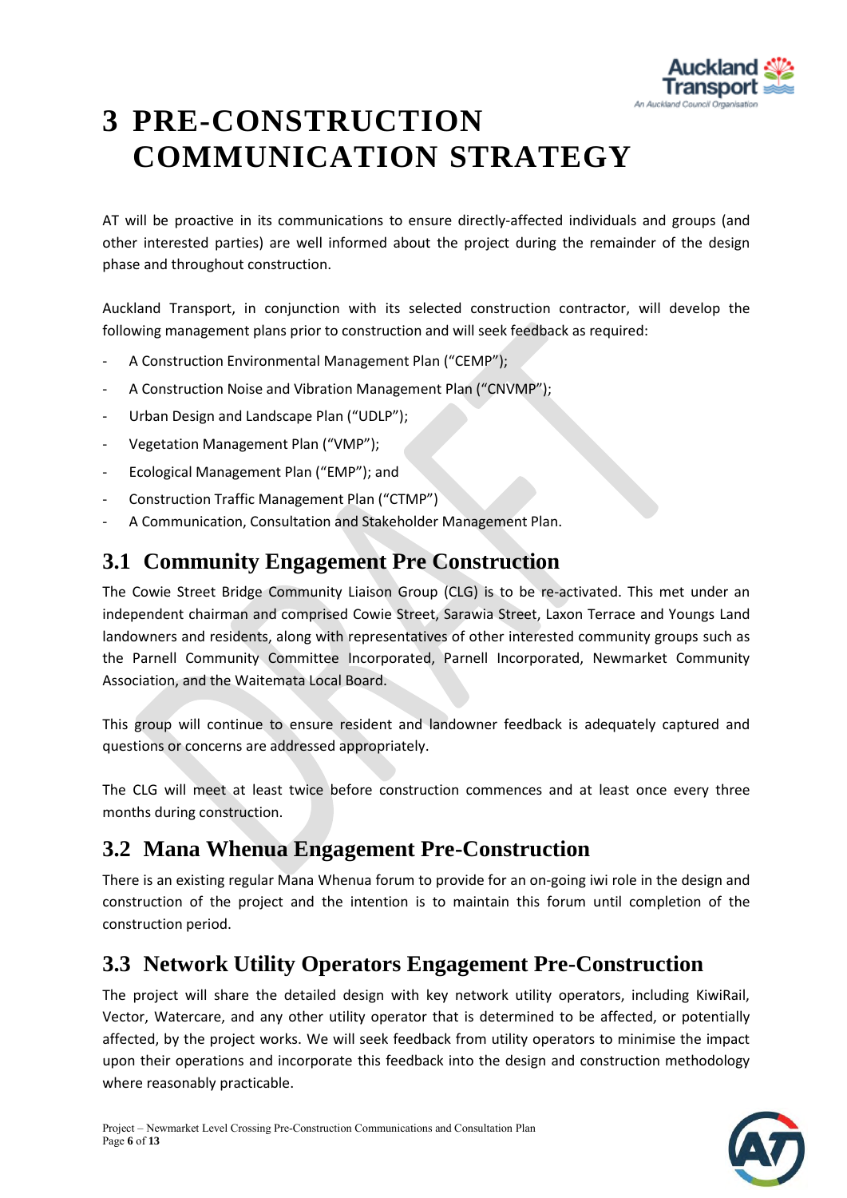# 3 PRE-CONSTRUCTION COMMUNICATION STRATEGY

AT will be proactive in its communications to ensure directly-affected individuals and groups (and other interested parties) are well informed about the project during the remainder of the design phase and throughout construction.

Auckland Transport, in conjunction with its selected construction contractor, will develop the following management plans prior to construction and will seek feedback as required:

- A Construction Environmental Management Plan ("CEMP");
- A Construction Noise and Vibration Management Plan ("CNVMP");
- Urban Design and Landscape Plan ("UDLP");
- Vegetation Management Plan ("VMP");
- Ecological Management Plan ("EMP"); and
- Construction Traffic Management Plan ("CTMP")
- A Communication, Consultation and Stakeholder Management Plan.

## 3.1 Community Engagement Pre Construction

The Cowie Street Bridge Community Liaison Group (CLG) is to be re-activated. This met under an independent chairman and comprised Cowie Street, Sarawia Street, Laxon Terrace and Youngs Land landowners and residents, along with representatives of other interested community groups such as the Parnell Community Committee Incorporated, Parnell Incorporated, Newmarket Community Association, and the Waitemata Local Board.

This group will continue to ensure resident and landowner feedback is adequately captured and questions or concerns are addressed appropriately.

The CLG will meet at least twice before construction commences and at least once every three months during construction.

## 3.2 Mana Whenua Engagement Pre-Construction

There is an existing regular Mana Whenua forum to provide for an on-going iwi role in the design and construction of the project and the intention is to maintain this forum until completion of the construction period.

## 3.3 Network Utility Operators Engagement Pre-Construction

The project will share the detailed design with key network utility operators, including KiwiRail, Vector, Watercare, and any other utility operator that is determined to be affected, or potentially affected, by the project works. We will seek feedback from utility operators to minimise the impact upon their operations and incorporate this feedback into the design and construction methodology where reasonably practicable.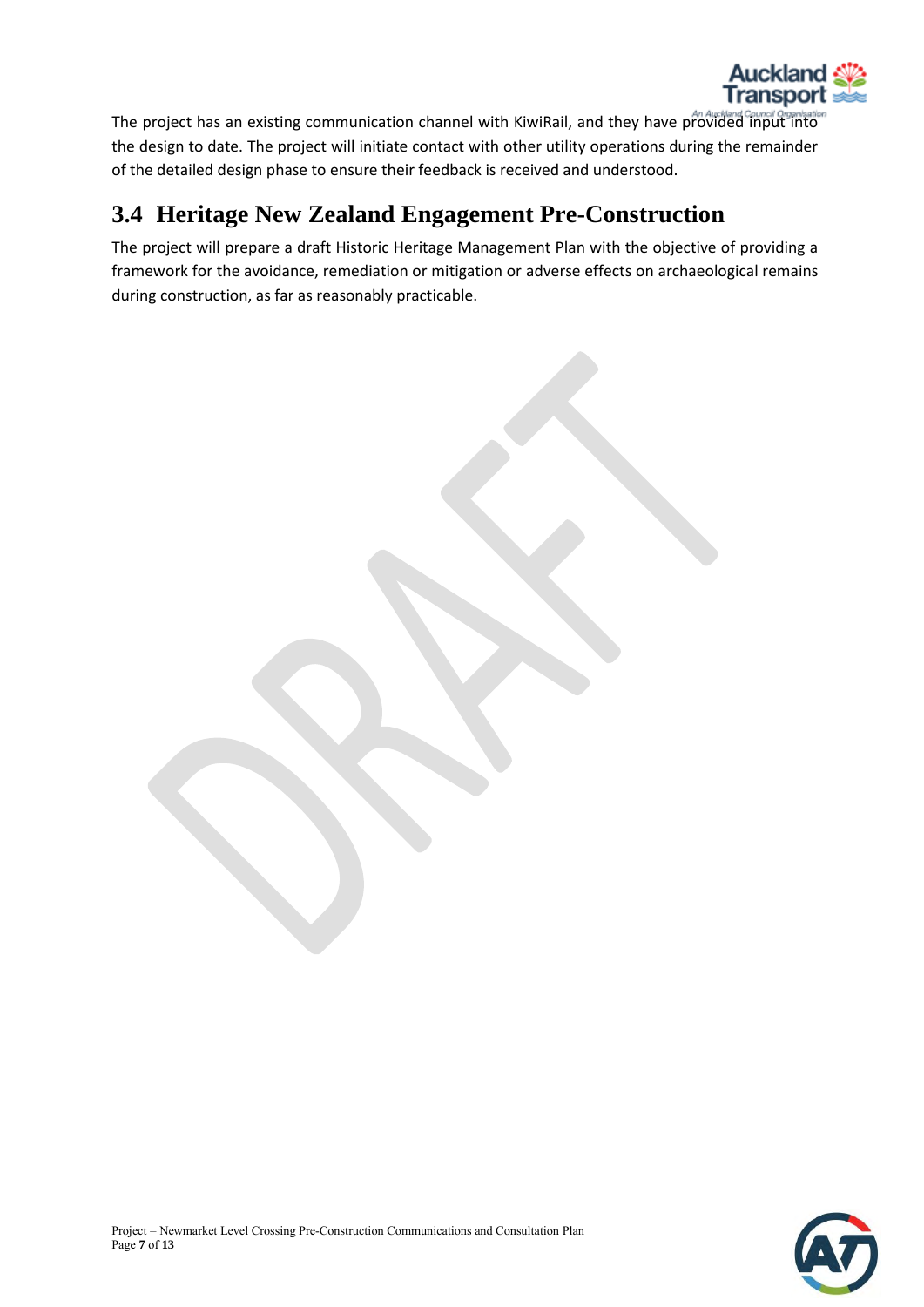The project has an existing communication channel with KiwiRail, and they have provided input into the design to date. The project will initiate contact with other utility operations during the remainder of the detailed design phase to ensure their feedback is received and understood.

## 3.4 Heritage New Zealand Engagement Pre-Construction

The project will prepare a draft Historic Heritage Management Plan with the objective of providing a framework for the avoidance, remediation or mitigation or adverse effects on archaeological remains during construction, as far as reasonably practicable.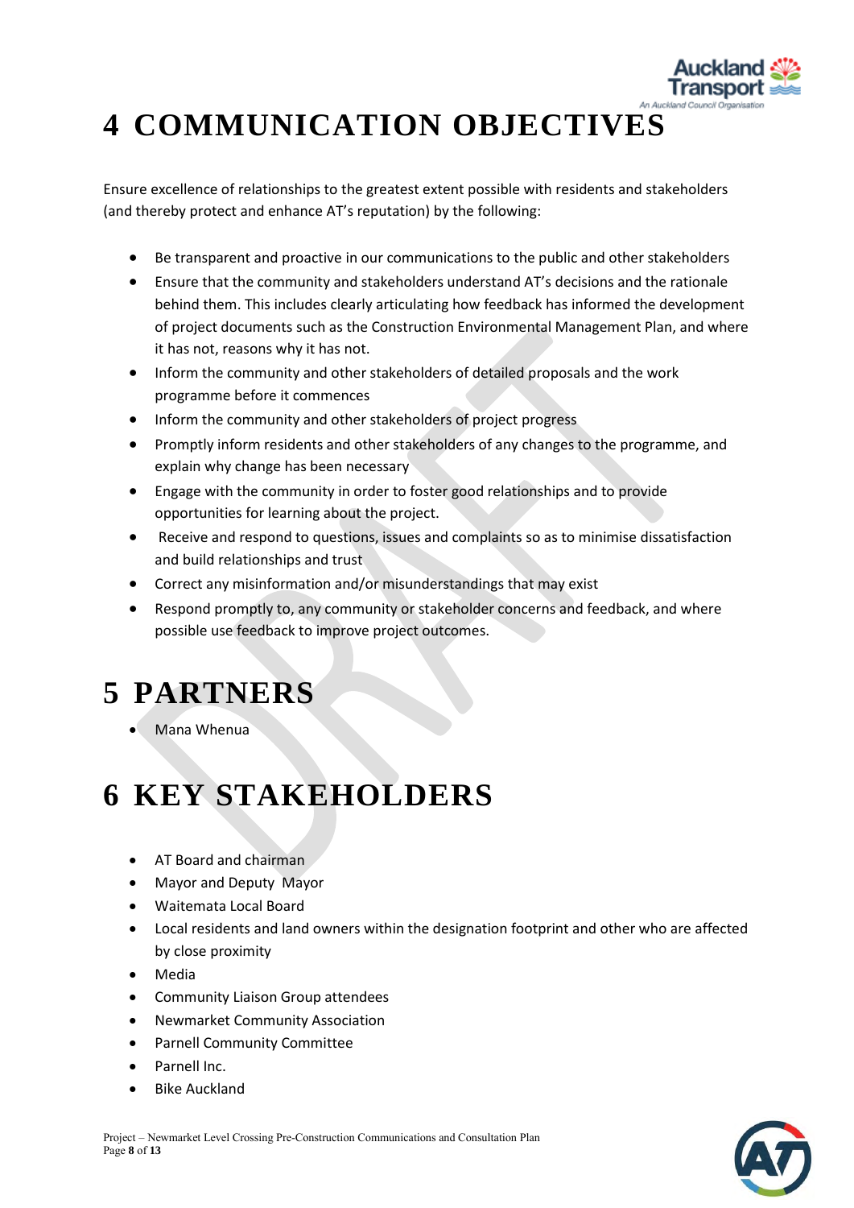# 4 COMMUNICATION OBJECTIVES

Ensure excellence of relationships to the greatest extent possible with residents and stakeholders (and thereby protect and enhance AT's reputation) by the following:

- Be transparent and proactive in our communications to the public and other stakeholders
- Ensure that the community and stakeholders understand AT's decisions and the rationale behind them. This includes clearly articulating how feedback has informed the development of project documents such as the Construction Environmental Management Plan, and where it has not, reasons why it has not.
- Inform the community and other stakeholders of detailed proposals and the work programme before it commences
- Inform the community and other stakeholders of project progress
- Promptly inform residents and other stakeholders of any changes to the programme, and explain why change has been necessary
- Engage with the community in order to foster good relationships and to provide opportunities for learning about the project.
- Receive and respond to questions, issues and complaints so as to minimise dissatisfaction and build relationships and trust
- Correct any misinformation and/or misunderstandings that may exist
- Respond promptly to, any community or stakeholder concerns and feedback, and where possible use feedback to improve project outcomes.

# 5 PARTNERS

- Mana Whenua

# 6 KEY STAKEHOLDERS

- AT Board and chairman
- Mayor and Deputy Mayor
- Waitemata Local Board
- Local residents and land owners within the designation footprint and other who are affected by close proximity
- Media
- Community Liaison Group attendees
- Newmarket Community Association
- Parnell Community Committee
- Parnell Inc.
- Bike Auckland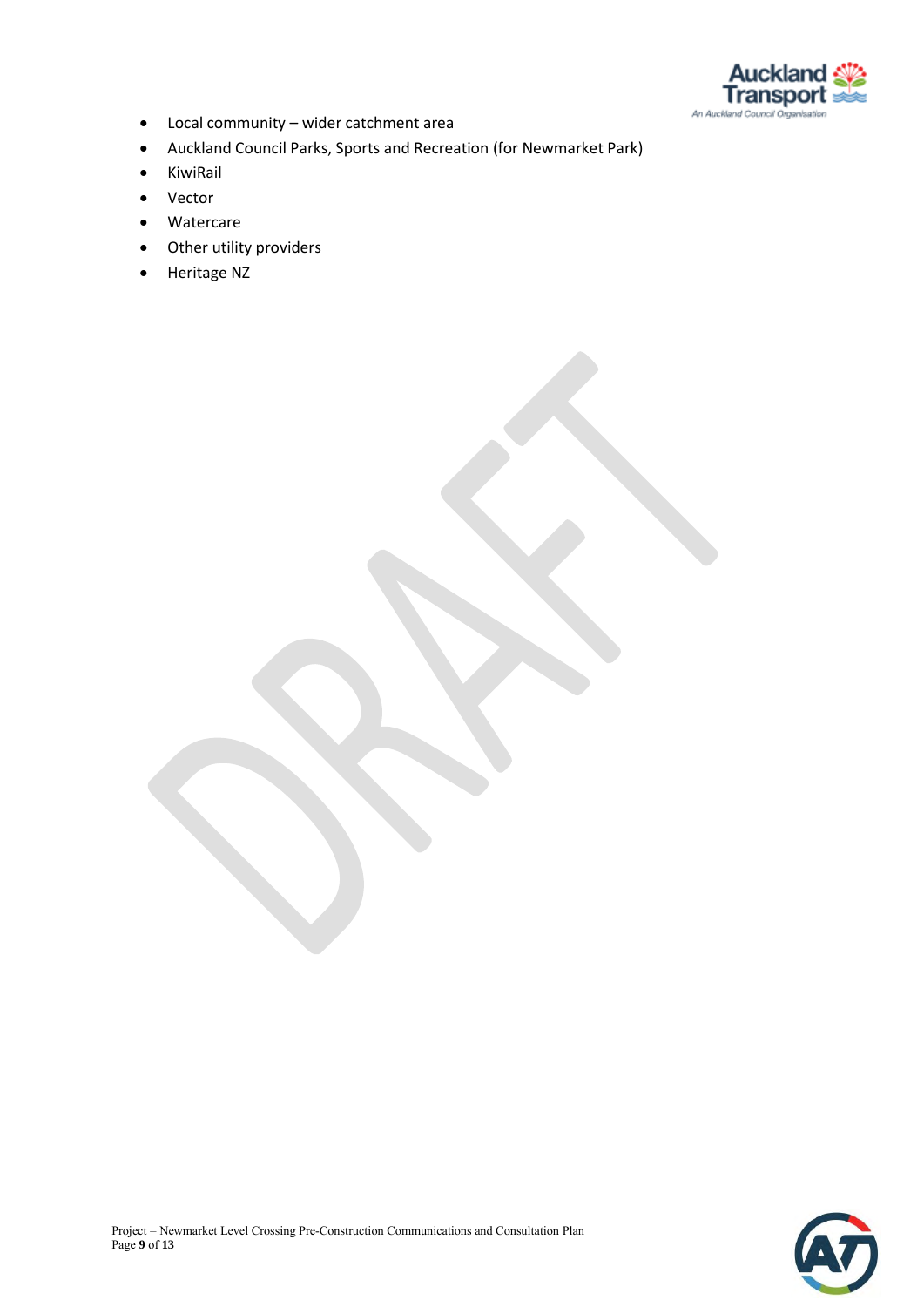- Local community – wider catchment area
- Auckland Council Parks, Sports and Recreation (for Newmarket Park)
- KiwiRail
- Vector
- Watercare
- Other utility providers
- Heritage NZ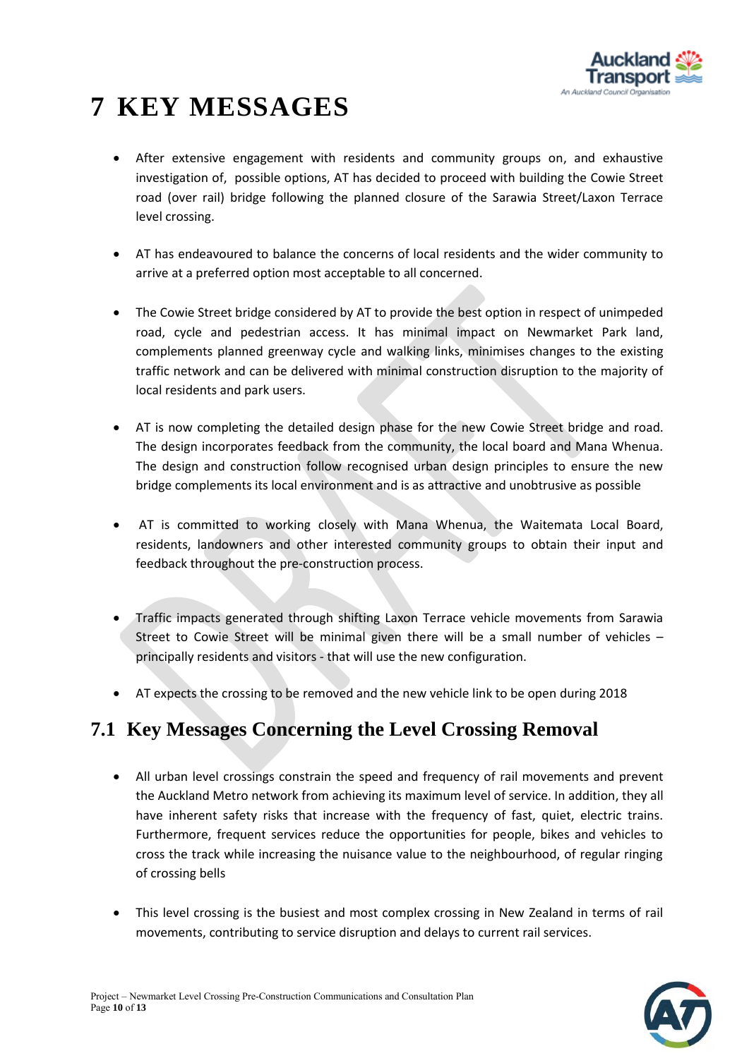# 7 KEY MESSAGES

- After extensive engagement with residents and community groups on, and exhaustive investigation of, possible options, AT has decided to proceed with building the Cowie Street road (over rail) bridge following the planned closure of the Sarawia Street/Laxon Terrace level crossing.

- AT has endeavoured to balance the concerns of local residents and the wider community to arrive at a preferred option most acceptable to all concerned.

- The Cowie Street bridge considered by AT to provide the best option in respect of unimpeded road, cycle and pedestrian access. It has minimal impact on Newmarket Park land, complements planned greenway cycle and walking links, minimises changes to the existing traffic network and can be delivered with minimal construction disruption to the majority of local residents and park users.

- AT is now completing the detailed design phase for the new Cowie Street bridge and road. The design incorporates feedback from the community, the local board and Mana Whenua. The design and construction follow recognised urban design principles to ensure the new bridge complements its local environment and is as attractive and unobtrusive as possible

- AT is committed to working closely with Mana Whenua, the Waitemata Local Board, residents, landowners and other interested community groups to obtain their input and feedback throughout the pre-construction process.

- Traffic impacts generated through shifting Laxon Terrace vehicle movements from Sarawia Street to Cowie Street will be minimal given there will be a small number of vehicles – principally residents and visitors - that will use the new configuration.

- AT expects the crossing to be removed and the new vehicle link to be open during 2018

## 7.1 Key Messages Concerning the Level Crossing Removal

- All urban level crossings constrain the speed and frequency of rail movements and prevent the Auckland Metro network from achieving its maximum level of service. In addition, they all have inherent safety risks that increase with the frequency of fast, quiet, electric trains. Furthermore, frequent services reduce the opportunities for people, bikes and vehicles to cross the track while increasing the nuisance value to the neighbourhood, of regular ringing of crossing bells

- This level crossing is the busiest and most complex crossing in New Zealand in terms of rail movements, contributing to service disruption and delays to current rail services.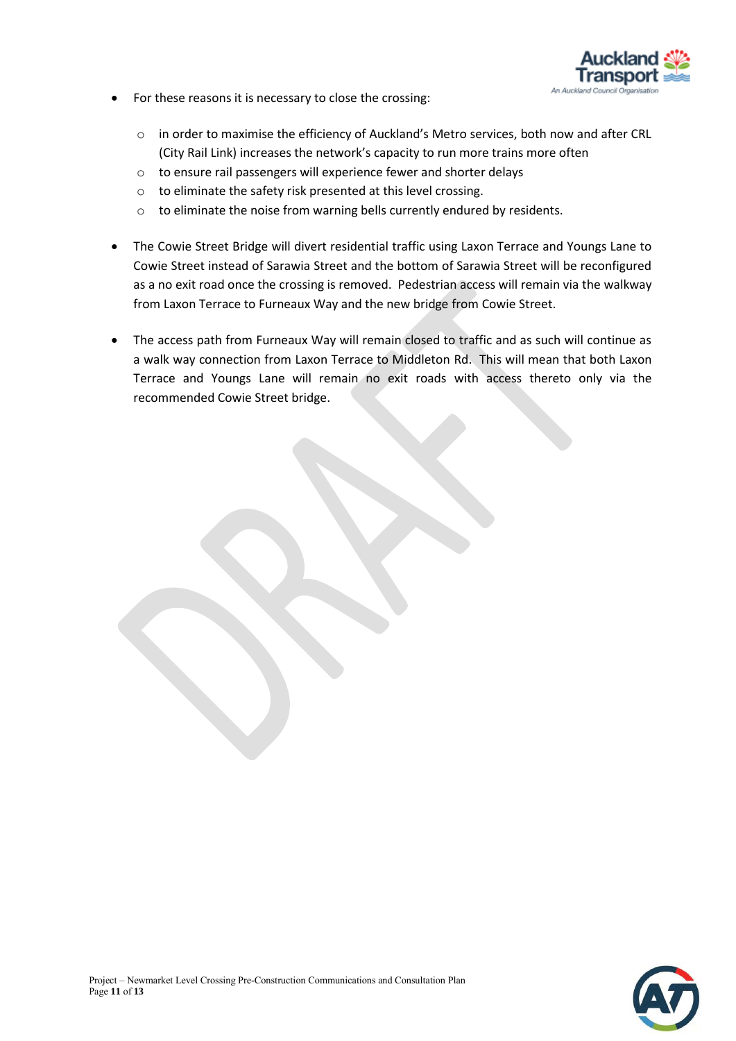- For these reasons it is necessary to close the crossing:
  - in order to maximise the efficiency of Auckland's Metro services, both now and after CRL (City Rail Link) increases the network's capacity to run more trains more often
  - to ensure rail passengers will experience fewer and shorter delays
  - to eliminate the safety risk presented at this level crossing.
  - to eliminate the noise from warning bells currently endured by residents.

- The Cowie Street Bridge will divert residential traffic using Laxon Terrace and Youngs Lane to Cowie Street instead of Sarawia Street and the bottom of Sarawia Street will be reconfigured as a no exit road once the crossing is removed. Pedestrian access will remain via the walkway from Laxon Terrace to Furneaux Way and the new bridge from Cowie Street.

- The access path from Furneaux Way will remain closed to traffic and as such will continue as a walk way connection from Laxon Terrace to Middleton Rd. This will mean that both Laxon Terrace and Youngs Lane will remain no exit roads with access thereto only via the recommended Cowie Street bridge.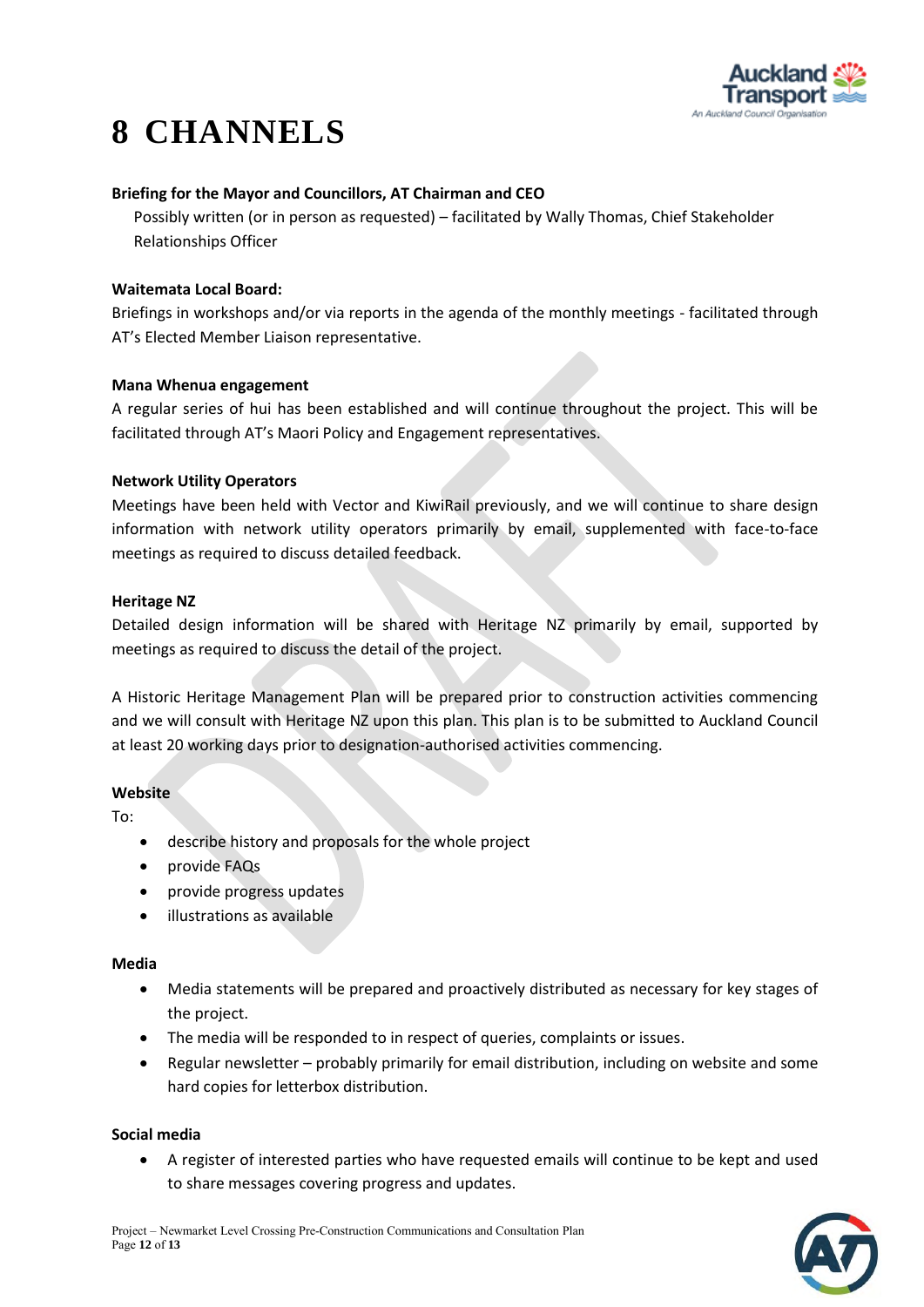# 8 CHANNELS

**Briefing for the Mayor and Councillors, AT Chairman and CEO**

Possibly written (or in person as requested) – facilitated by Wally Thomas, Chief Stakeholder Relationships Officer

**Waitemata Local Board:**

Briefings in workshops and/or via reports in the agenda of the monthly meetings - facilitated through AT's Elected Member Liaison representative.

**Mana Whenua engagement**

A regular series of hui has been established and will continue throughout the project. This will be facilitated through AT's Maori Policy and Engagement representatives.

**Network Utility Operators**

Meetings have been held with Vector and KiwiRail previously, and we will continue to share design information with network utility operators primarily by email, supplemented with face-to-face meetings as required to discuss detailed feedback.

**Heritage NZ**

Detailed design information will be shared with Heritage NZ primarily by email, supported by meetings as required to discuss the detail of the project.

A Historic Heritage Management Plan will be prepared prior to construction activities commencing and we will consult with Heritage NZ upon this plan. This plan is to be submitted to Auckland Council at least 20 working days prior to designation-authorised activities commencing.

**Website**

To:

- describe history and proposals for the whole project
- provide FAQs
- provide progress updates
- illustrations as available

**Media**

- Media statements will be prepared and proactively distributed as necessary for key stages of the project.
- The media will be responded to in respect of queries, complaints or issues.
- Regular newsletter – probably primarily for email distribution, including on website and some hard copies for letterbox distribution.

**Social media**

- A register of interested parties who have requested emails will continue to be kept and used to share messages covering progress and updates.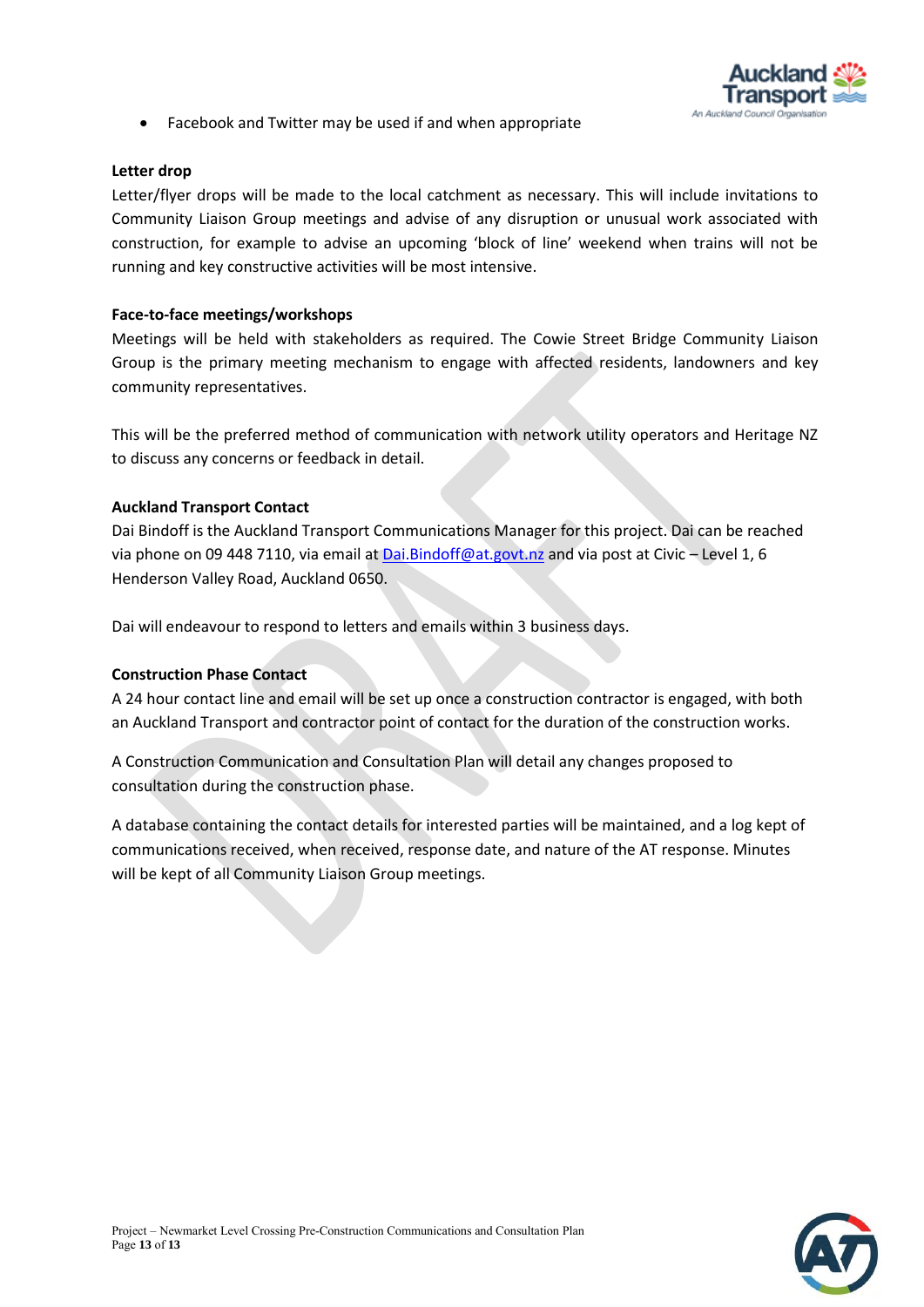- Facebook and Twitter may be used if and when appropriate

**Letter drop**

Letter/flyer drops will be made to the local catchment as necessary. This will include invitations to Community Liaison Group meetings and advise of any disruption or unusual work associated with construction, for example to advise an upcoming 'block of line' weekend when trains will not be running and key constructive activities will be most intensive.

**Face-to-face meetings/workshops**

Meetings will be held with stakeholders as required. The Cowie Street Bridge Community Liaison Group is the primary meeting mechanism to engage with affected residents, landowners and key community representatives.

This will be the preferred method of communication with network utility operators and Heritage NZ to discuss any concerns or feedback in detail.

**Auckland Transport Contact**

Dai Bindoff is the Auckland Transport Communications Manager for this project. Dai can be reached via phone on 09 448 7110, via email at Dai.Bindoff@at.govt.nz and via post at Civic – Level 1, 6 Henderson Valley Road, Auckland 0650.

Dai will endeavour to respond to letters and emails within 3 business days.

**Construction Phase Contact**

A 24 hour contact line and email will be set up once a construction contractor is engaged, with both an Auckland Transport and contractor point of contact for the duration of the construction works.

A Construction Communication and Consultation Plan will detail any changes proposed to consultation during the construction phase.

A database containing the contact details for interested parties will be maintained, and a log kept of communications received, when received, response date, and nature of the AT response. Minutes will be kept of all Community Liaison Group meetings.